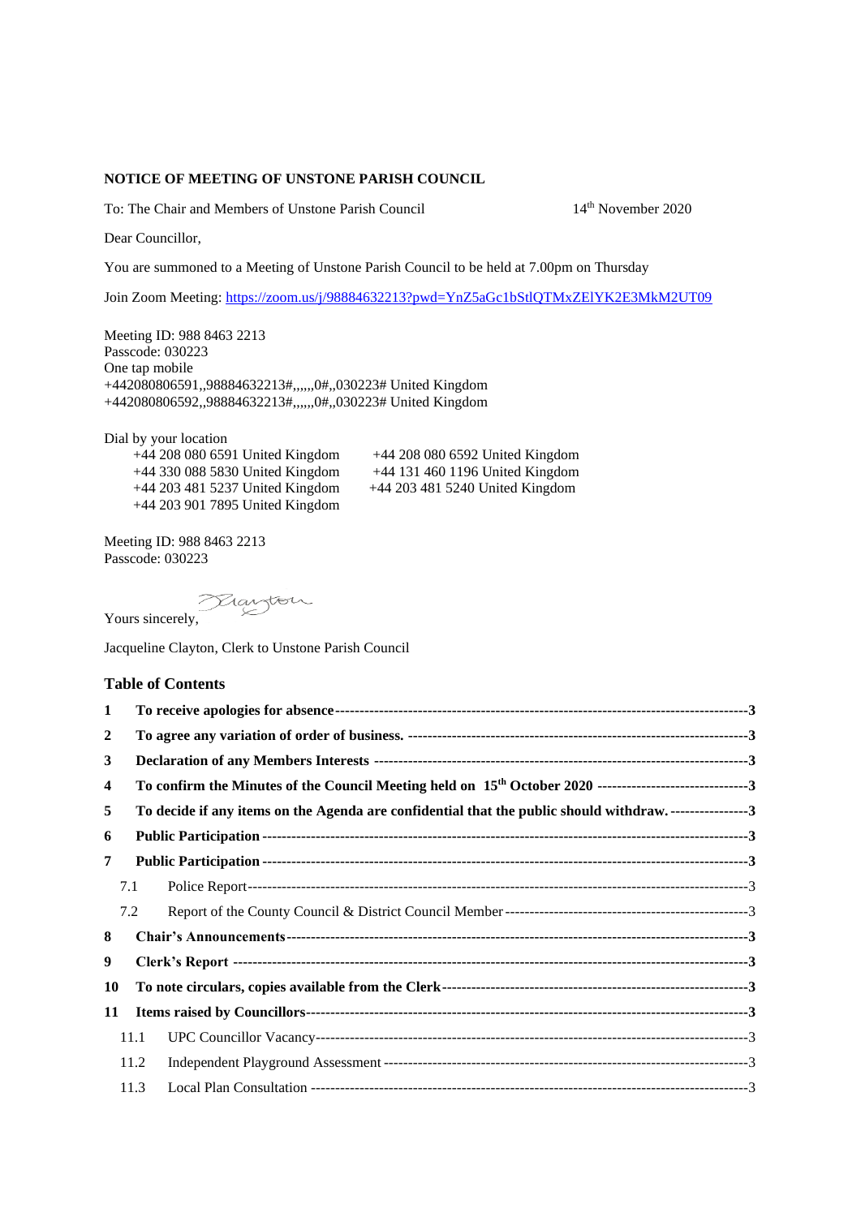**NOTICE OF MEETING OF UNSTONE PARISH COUNCIL**

To: The Chair and Members of Unstone Parish Council 14th November 2020

Dear Councillor,

You are summoned to a Meeting of Unstone Parish Council to be held at 7.00pm on Thursday

Join Zoom Meeting: https://zoom.us/j/98884632213?pwd=YnZ5aGc1bStlQTMxZElYK2E3MkM2UT09

Meeting ID: 988 8463 2213
Passcode: 030223
One tap mobile
+442080806591,,98884632213#,,,,,,0#,,030223# United Kingdom
+442080806592,,98884632213#,,,,,,0#,,030223# United Kingdom

Dial by your location
+44 208 080 6591 United Kingdom
+44 208 080 6592 United Kingdom
+44 330 088 5830 United Kingdom
+44 131 460 1196 United Kingdom
+44 203 481 5237 United Kingdom
+44 203 481 5240 United Kingdom
+44 203 901 7895 United Kingdom

Meeting ID: 988 8463 2213
Passcode: 030223

Yours sincerely,

Jacqueline Clayton, Clerk to Unstone Parish Council

## Table of Contents

**1 To receive apologies for absence**-----3

**2 To agree any variation of order of business.**-----3

**3 Declaration of any Members Interests**-----3

**4 To confirm the Minutes of the Council Meeting held on 15th October 2020**-----3

**5 To decide if any items on the Agenda are confidential that the public should withdraw.**-----3

**6 Public Participation**-----3

**7 Public Participation**-----3

7.1 Police Report-----3

7.2 Report of the County Council & District Council Member-----3

**8 Chair's Announcements**-----3

**9 Clerk's Report**-----3

**10 To note circulars, copies available from the Clerk**-----3

**11 Items raised by Councillors**-----3

11.1 UPC Councillor Vacancy-----3

11.2 Independent Playground Assessment-----3

11.3 Local Plan Consultation-----3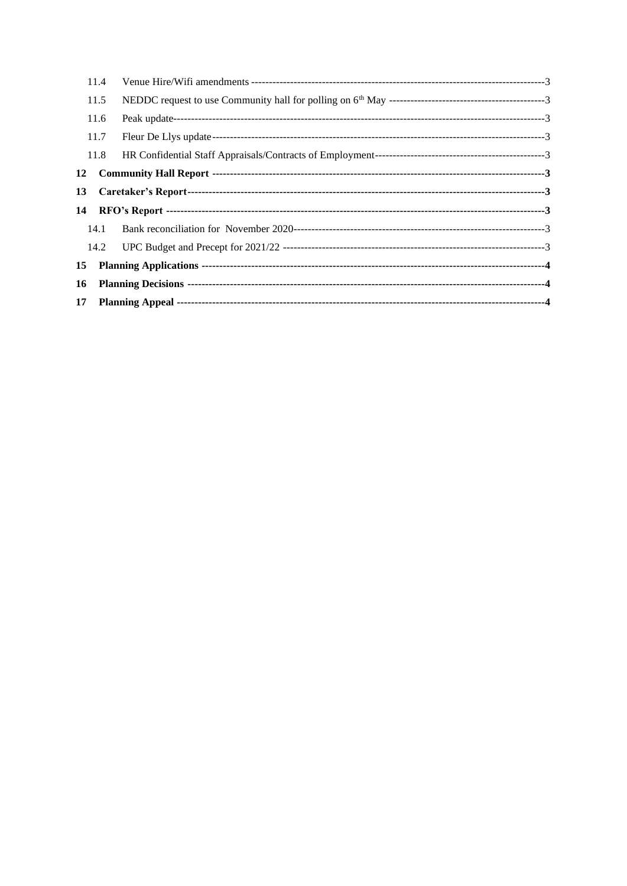| | | |
|---|---|---|
| 11.4 | Venue Hire/Wifi amendments | 3 |
| 11.5 | NEDDC request to use Community hall for polling on 6th May | 3 |
| 11.6 | Peak update | 3 |
| 11.7 | Fleur De Llys update | 3 |
| 11.8 | HR Confidential Staff Appraisals/Contracts of Employment | 3 |
| **12** | **Community Hall Report** | **3** |
| **13** | **Caretaker's Report** | **3** |
| **14** | **RFO's Report** | **3** |
| 14.1 | Bank reconciliation for November 2020 | 3 |
| 14.2 | UPC Budget and Precept for 2021/22 | 3 |
| **15** | **Planning Applications** | **4** |
| **16** | **Planning Decisions** | **4** |
| **17** | **Planning Appeal** | **4** |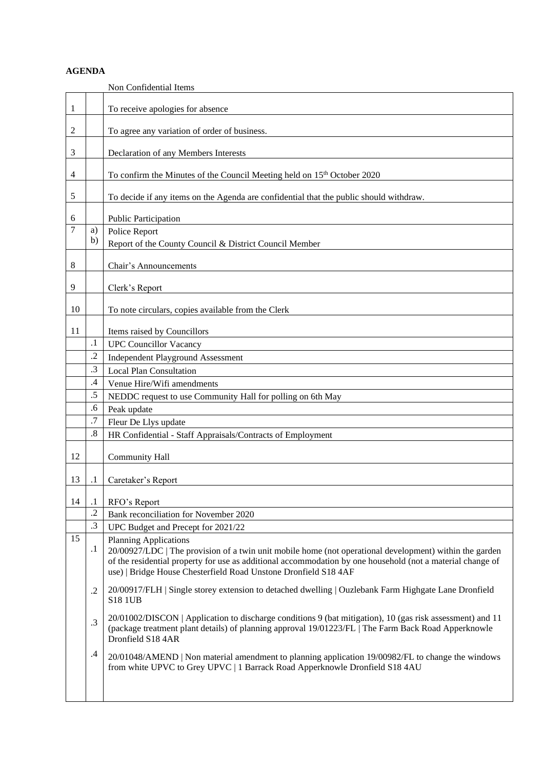**AGENDA**

Non Confidential Items

| | | |
|---|---|---|
| 1 | | To receive apologies for absence |
| 2 | | To agree any variation of order of business. |
| 3 | | Declaration of any Members Interests |
| 4 | | To confirm the Minutes of the Council Meeting held on 15th October 2020 |
| 5 | | To decide if any items on the Agenda are confidential that the public should withdraw. |
| 6 | | Public Participation |
| 7 | a) | Police Report |
| | b) | Report of the County Council & District Council Member |
| 8 | | Chair's Announcements |
| 9 | | Clerk's Report |
| 10 | | To note circulars, copies available from the Clerk |
| 11 | | Items raised by Councillors |
| | .1 | UPC Councillor Vacancy |
| | .2 | Independent Playground Assessment |
| | .3 | Local Plan Consultation |
| | .4 | Venue Hire/Wifi amendments |
| | .5 | NEDDC request to use Community Hall for polling on 6th May |
| | .6 | Peak update |
| | .7 | Fleur De Llys update |
| | .8 | HR Confidential - Staff Appraisals/Contracts of Employment |
| 12 | | Community Hall |
| 13 | .1 | Caretaker's Report |
| 14 | .1 | RFO's Report |
| | .2 | Bank reconciliation for November 2020 |
| | .3 | UPC Budget and Precept for 2021/22 |
| 15 | | Planning Applications |
| | .1 | 20/00927/LDC \| The provision of a twin unit mobile home (not operational development) within the garden of the residential property for use as additional accommodation by one household (not a material change of use) \| Bridge House Chesterfield Road Unstone Dronfield S18 4AF |
| | .2 | 20/00917/FLH \| Single storey extension to detached dwelling \| Ouzlebank Farm Highgate Lane Dronfield S18 1UB |
| | .3 | 20/01002/DISCON \| Application to discharge conditions 9 (bat mitigation), 10 (gas risk assessment) and 11 (package treatment plant details) of planning approval 19/01223/FL \| The Farm Back Road Apperknowle Dronfield S18 4AR |
| | .4 | 20/01048/AMEND \| Non material amendment to planning application 19/00982/FL to change the windows from white UPVC to Grey UPVC \| 1 Barrack Road Apperknowle Dronfield S18 4AU |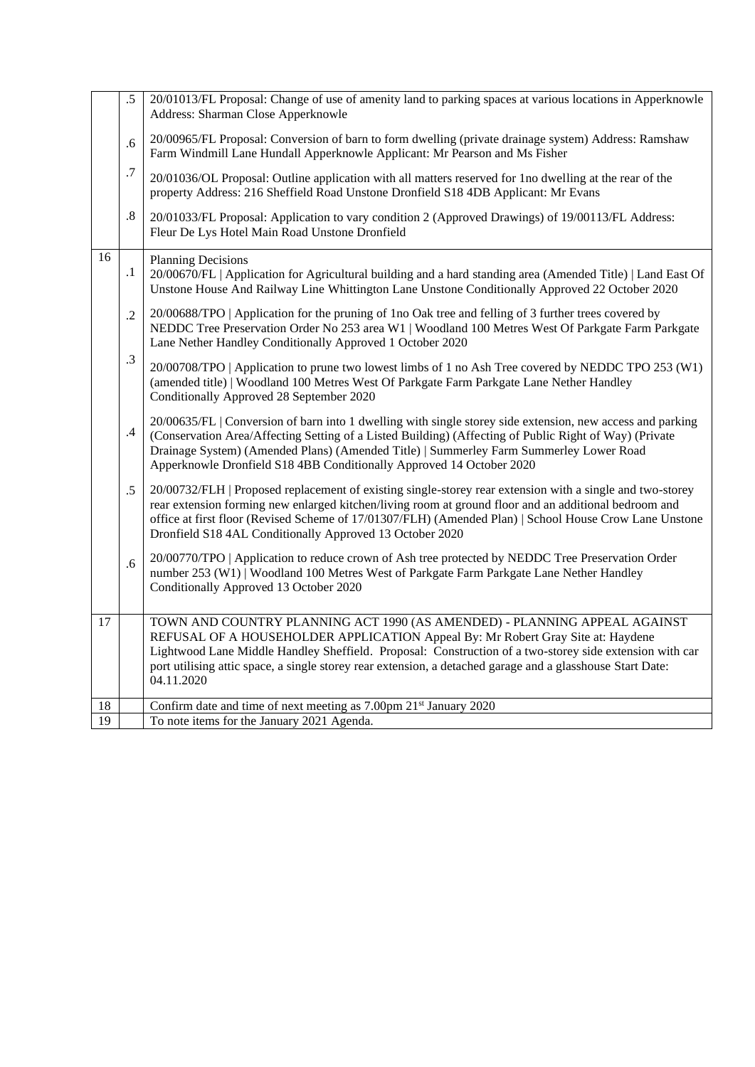| | | |
|---|---|---|
| | .5 | 20/01013/FL Proposal: Change of use of amenity land to parking spaces at various locations in Apperknowle Address: Sharman Close Apperknowle |
| | .6 | 20/00965/FL Proposal: Conversion of barn to form dwelling (private drainage system) Address: Ramshaw Farm Windmill Lane Hundall Apperknowle Applicant: Mr Pearson and Ms Fisher |
| | .7 | 20/01036/OL Proposal: Outline application with all matters reserved for 1no dwelling at the rear of the property Address: 216 Sheffield Road Unstone Dronfield S18 4DB Applicant: Mr Evans |
| | .8 | 20/01033/FL Proposal: Application to vary condition 2 (Approved Drawings) of 19/00113/FL Address: Fleur De Lys Hotel Main Road Unstone Dronfield |
| 16 | | Planning Decisions |
| | .1 | 20/00670/FL \| Application for Agricultural building and a hard standing area (Amended Title) \| Land East Of Unstone House And Railway Line Whittington Lane Unstone Conditionally Approved 22 October 2020 |
| | .2 | 20/00688/TPO \| Application for the pruning of 1no Oak tree and felling of 3 further trees covered by NEDDC Tree Preservation Order No 253 area W1 \| Woodland 100 Metres West Of Parkgate Farm Parkgate Lane Nether Handley Conditionally Approved 1 October 2020 |
| | .3 | 20/00708/TPO \| Application to prune two lowest limbs of 1 no Ash Tree covered by NEDDC TPO 253 (W1) (amended title) \| Woodland 100 Metres West Of Parkgate Farm Parkgate Lane Nether Handley Conditionally Approved 28 September 2020 |
| | .4 | 20/00635/FL \| Conversion of barn into 1 dwelling with single storey side extension, new access and parking (Conservation Area/Affecting Setting of a Listed Building) (Affecting of Public Right of Way) (Private Drainage System) (Amended Plans) (Amended Title) \| Summerley Farm Summerley Lower Road Apperknowle Dronfield S18 4BB Conditionally Approved 14 October 2020 |
| | .5 | 20/00732/FLH \| Proposed replacement of existing single-storey rear extension with a single and two-storey rear extension forming new enlarged kitchen/living room at ground floor and an additional bedroom and office at first floor (Revised Scheme of 17/01307/FLH) (Amended Plan) \| School House Crow Lane Unstone Dronfield S18 4AL Conditionally Approved 13 October 2020 |
| | .6 | 20/00770/TPO \| Application to reduce crown of Ash tree protected by NEDDC Tree Preservation Order number 253 (W1) \| Woodland 100 Metres West of Parkgate Farm Parkgate Lane Nether Handley Conditionally Approved 13 October 2020 |
| 17 | | TOWN AND COUNTRY PLANNING ACT 1990 (AS AMENDED) - PLANNING APPEAL AGAINST REFUSAL OF A HOUSEHOLDER APPLICATION Appeal By: Mr Robert Gray Site at: Haydene Lightwood Lane Middle Handley Sheffield. Proposal: Construction of a two-storey side extension with car port utilising attic space, a single storey rear extension, a detached garage and a glasshouse Start Date: 04.11.2020 |
| 18 | | Confirm date and time of next meeting as 7.00pm 21st January 2020 |
| 19 | | To note items for the January 2021 Agenda. |